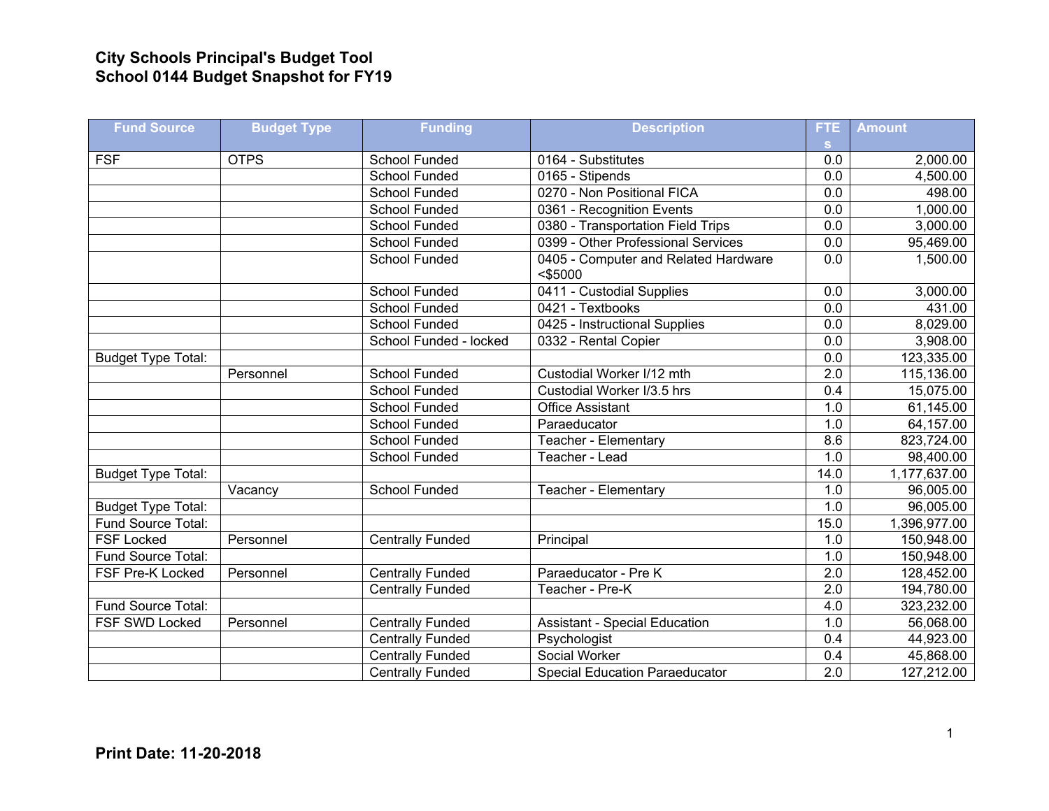**City Schools Principal's Budget Tool**
**School 0144 Budget Snapshot for FY19**

| Fund Source | Budget Type | Funding | Description | FTEs | Amount |
|---|---|---|---|---|---|
| FSF | OTPS | School Funded | 0164 - Substitutes | 0.0 | 2,000.00 |
| | | School Funded | 0165 - Stipends | 0.0 | 4,500.00 |
| | | School Funded | 0270 - Non Positional FICA | 0.0 | 498.00 |
| | | School Funded | 0361 - Recognition Events | 0.0 | 1,000.00 |
| | | School Funded | 0380 - Transportation Field Trips | 0.0 | 3,000.00 |
| | | School Funded | 0399 - Other Professional Services | 0.0 | 95,469.00 |
| | | School Funded | 0405 - Computer and Related Hardware <$5000 | 0.0 | 1,500.00 |
| | | School Funded | 0411 - Custodial Supplies | 0.0 | 3,000.00 |
| | | School Funded | 0421 - Textbooks | 0.0 | 431.00 |
| | | School Funded | 0425 - Instructional Supplies | 0.0 | 8,029.00 |
| | | School Funded - locked | 0332 - Rental Copier | 0.0 | 3,908.00 |
| Budget Type Total: | | | | 0.0 | 123,335.00 |
| | Personnel | School Funded | Custodial Worker I/12 mth | 2.0 | 115,136.00 |
| | | School Funded | Custodial Worker I/3.5 hrs | 0.4 | 15,075.00 |
| | | School Funded | Office Assistant | 1.0 | 61,145.00 |
| | | School Funded | Paraeducator | 1.0 | 64,157.00 |
| | | School Funded | Teacher - Elementary | 8.6 | 823,724.00 |
| | | School Funded | Teacher - Lead | 1.0 | 98,400.00 |
| Budget Type Total: | | | | 14.0 | 1,177,637.00 |
| | Vacancy | School Funded | Teacher - Elementary | 1.0 | 96,005.00 |
| Budget Type Total: | | | | 1.0 | 96,005.00 |
| Fund Source Total: | | | | 15.0 | 1,396,977.00 |
| FSF Locked | Personnel | Centrally Funded | Principal | 1.0 | 150,948.00 |
| Fund Source Total: | | | | 1.0 | 150,948.00 |
| FSF Pre-K Locked | Personnel | Centrally Funded | Paraeducator - Pre K | 2.0 | 128,452.00 |
| | | Centrally Funded | Teacher - Pre-K | 2.0 | 194,780.00 |
| Fund Source Total: | | | | 4.0 | 323,232.00 |
| FSF SWD Locked | Personnel | Centrally Funded | Assistant - Special Education | 1.0 | 56,068.00 |
| | | Centrally Funded | Psychologist | 0.4 | 44,923.00 |
| | | Centrally Funded | Social Worker | 0.4 | 45,868.00 |
| | | Centrally Funded | Special Education Paraeducator | 2.0 | 127,212.00 |

**Print Date: 11-20-2018**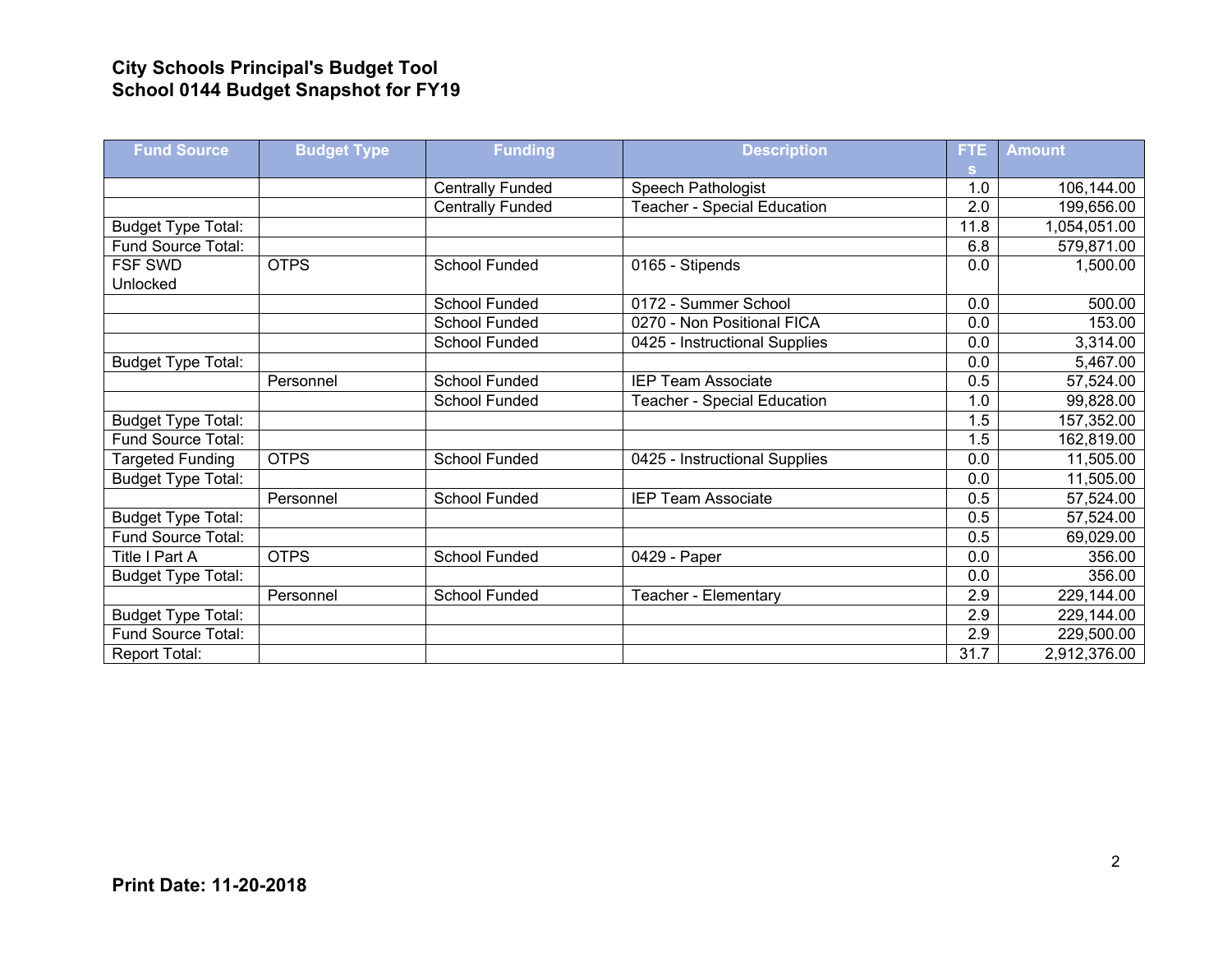**City Schools Principal's Budget Tool**
**School 0144 Budget Snapshot for FY19**

| Fund Source | Budget Type | Funding | Description | FTEs | Amount |
|---|---|---|---|---|---|
| | | Centrally Funded | Speech Pathologist | 1.0 | 106,144.00 |
| | | Centrally Funded | Teacher - Special Education | 2.0 | 199,656.00 |
| Budget Type Total: | | | | 11.8 | 1,054,051.00 |
| Fund Source Total: | | | | 6.8 | 579,871.00 |
| FSF SWD Unlocked | OTPS | School Funded | 0165 - Stipends | 0.0 | 1,500.00 |
| | | School Funded | 0172 - Summer School | 0.0 | 500.00 |
| | | School Funded | 0270 - Non Positional FICA | 0.0 | 153.00 |
| | | School Funded | 0425 - Instructional Supplies | 0.0 | 3,314.00 |
| Budget Type Total: | | | | 0.0 | 5,467.00 |
| | Personnel | School Funded | IEP Team Associate | 0.5 | 57,524.00 |
| | | School Funded | Teacher - Special Education | 1.0 | 99,828.00 |
| Budget Type Total: | | | | 1.5 | 157,352.00 |
| Fund Source Total: | | | | 1.5 | 162,819.00 |
| Targeted Funding | OTPS | School Funded | 0425 - Instructional Supplies | 0.0 | 11,505.00 |
| Budget Type Total: | | | | 0.0 | 11,505.00 |
| | Personnel | School Funded | IEP Team Associate | 0.5 | 57,524.00 |
| Budget Type Total: | | | | 0.5 | 57,524.00 |
| Fund Source Total: | | | | 0.5 | 69,029.00 |
| Title I Part A | OTPS | School Funded | 0429 - Paper | 0.0 | 356.00 |
| Budget Type Total: | | | | 0.0 | 356.00 |
| | Personnel | School Funded | Teacher - Elementary | 2.9 | 229,144.00 |
| Budget Type Total: | | | | 2.9 | 229,144.00 |
| Fund Source Total: | | | | 2.9 | 229,500.00 |
| Report Total: | | | | 31.7 | 2,912,376.00 |

**Print Date: 11-20-2018**